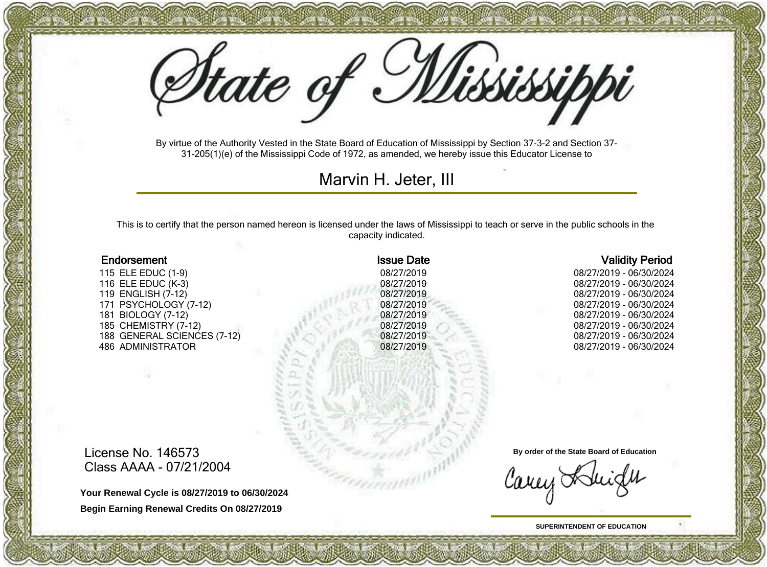# State of Mississippi

By virtue of the Authority Vested in the State Board of Education of Mississippi by Section 37-3-2 and Section 37-31-205(1)(e) of the Mississippi Code of 1972, as amended, we hereby issue this Educator License to

## Marvin H. Jeter, III

This is to certify that the person named hereon is licensed under the laws of Mississippi to teach or serve in the public schools in the capacity indicated.

| Endorsement | Issue Date | Validity Period |
| --- | --- | --- |
| 115 ELE EDUC (1-9) | 08/27/2019 | 08/27/2019 - 06/30/2024 |
| 116 ELE EDUC (K-3) | 08/27/2019 | 08/27/2019 - 06/30/2024 |
| 119 ENGLISH (7-12) | 08/27/2019 | 08/27/2019 - 06/30/2024 |
| 171 PSYCHOLOGY (7-12) | 08/27/2019 | 08/27/2019 - 06/30/2024 |
| 181 BIOLOGY (7-12) | 08/27/2019 | 08/27/2019 - 06/30/2024 |
| 185 CHEMISTRY (7-12) | 08/27/2019 | 08/27/2019 - 06/30/2024 |
| 188 GENERAL SCIENCES (7-12) | 08/27/2019 | 08/27/2019 - 06/30/2024 |
| 486 ADMINISTRATOR | 08/27/2019 | 08/27/2019 - 06/30/2024 |

License No. 146573
Class AAAA - 07/21/2004

**Your Renewal Cycle is 08/27/2019 to 06/30/2024**

**Begin Earning Renewal Credits On 08/27/2019**

**By order of the State Board of Education**

Carey Wright

**SUPERINTENDENT OF EDUCATION**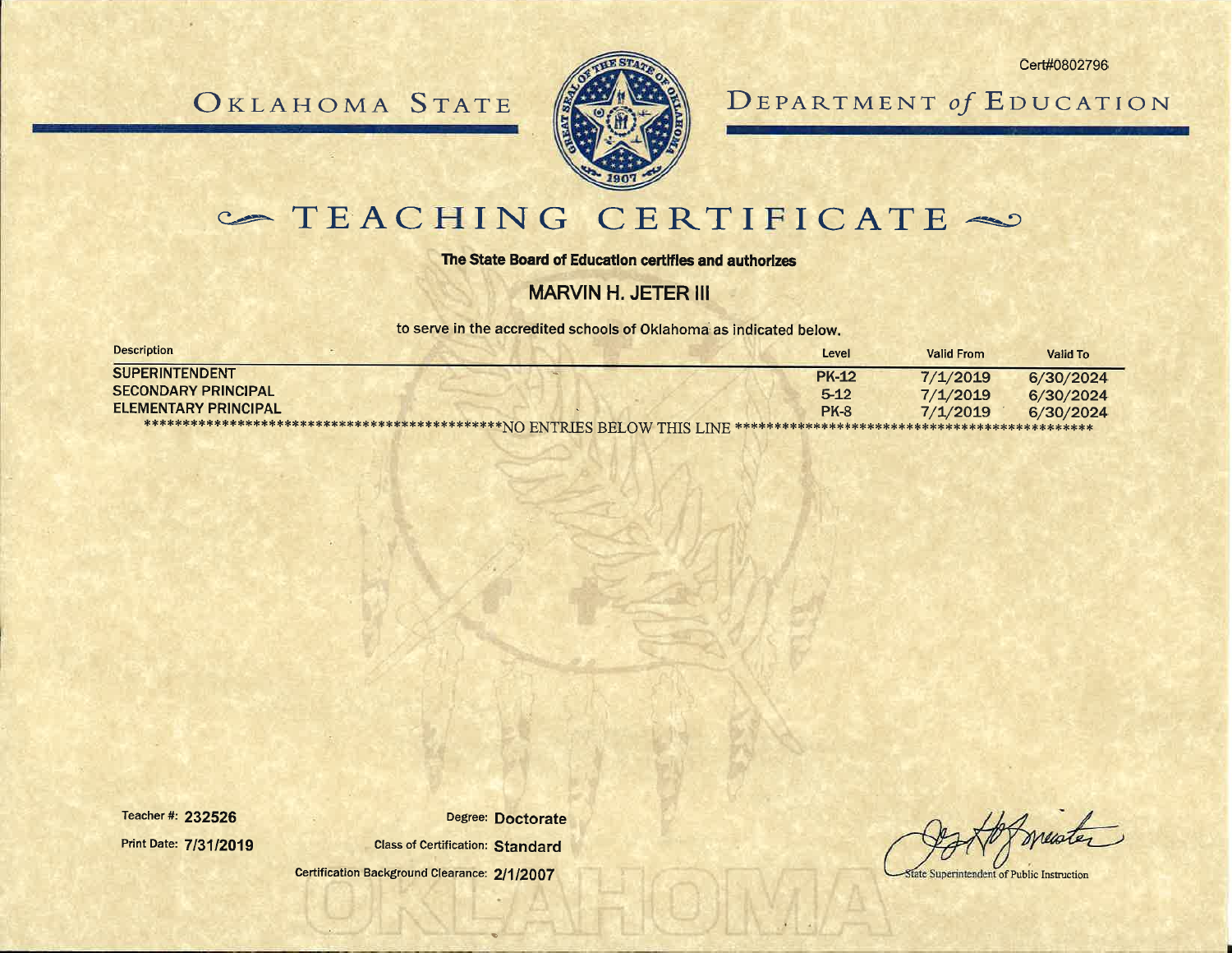Cert#0802796

OKLAHOMA STATE DEPARTMENT *of* EDUCATION

# TEACHING CERTIFICATE

**The State Board of Education certifies and authorizes**

## MARVIN H. JETER III

to serve in the accredited schools of Oklahoma as indicated below.

| Description | Level | Valid From | Valid To |
|---|---|---|---|
| SUPERINTENDENT | PK-12 | 7/1/2019 | 6/30/2024 |
| SECONDARY PRINCIPAL | 5-12 | 7/1/2019 | 6/30/2024 |
| ELEMENTARY PRINCIPAL | PK-8 | 7/1/2019 | 6/30/2024 |

*********************************************NO ENTRIES BELOW THIS LINE *********************************************

Teacher #: **232526**

Print Date: **7/31/2019**

Degree: **Doctorate**

Class of Certification: **Standard**

Certification Background Clearance: **2/1/2007**

State Superintendent of Public Instruction

OKLAHOMA